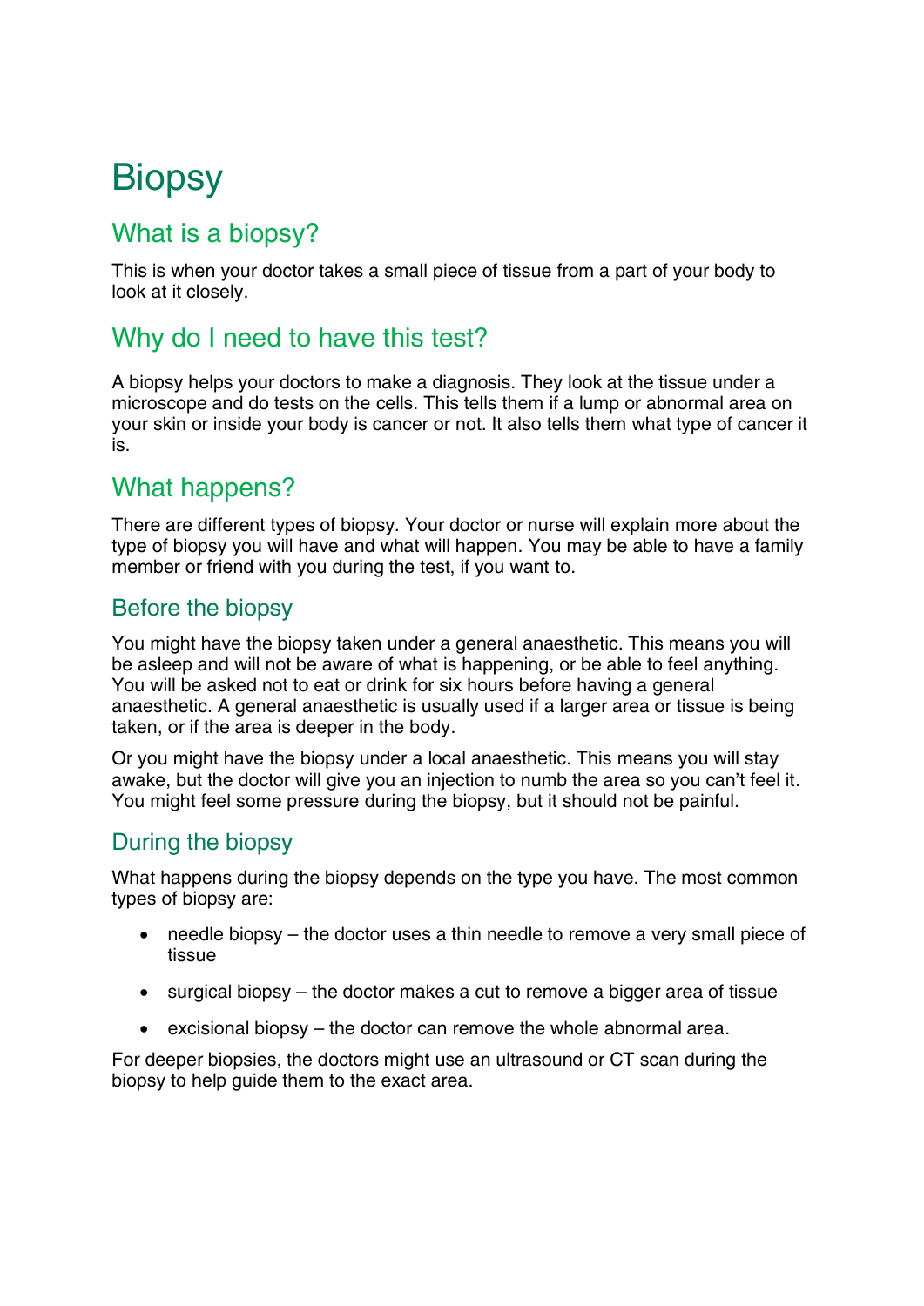# Biopsy

## What is a biopsy?

This is when your doctor takes a small piece of tissue from a part of your body to look at it closely.

## Why do I need to have this test?

A biopsy helps your doctors to make a diagnosis. They look at the tissue under a microscope and do tests on the cells. This tells them if a lump or abnormal area on your skin or inside your body is cancer or not. It also tells them what type of cancer it is.

## What happens?

There are different types of biopsy. Your doctor or nurse will explain more about the type of biopsy you will have and what will happen. You may be able to have a family member or friend with you during the test, if you want to.

### Before the biopsy

You might have the biopsy taken under a general anaesthetic. This means you will be asleep and will not be aware of what is happening, or be able to feel anything. You will be asked not to eat or drink for six hours before having a general anaesthetic. A general anaesthetic is usually used if a larger area or tissue is being taken, or if the area is deeper in the body.

Or you might have the biopsy under a local anaesthetic. This means you will stay awake, but the doctor will give you an injection to numb the area so you can't feel it. You might feel some pressure during the biopsy, but it should not be painful.

### During the biopsy

What happens during the biopsy depends on the type you have. The most common types of biopsy are:

- needle biopsy – the doctor uses a thin needle to remove a very small piece of tissue
- surgical biopsy – the doctor makes a cut to remove a bigger area of tissue
- excisional biopsy – the doctor can remove the whole abnormal area.

For deeper biopsies, the doctors might use an ultrasound or CT scan during the biopsy to help guide them to the exact area.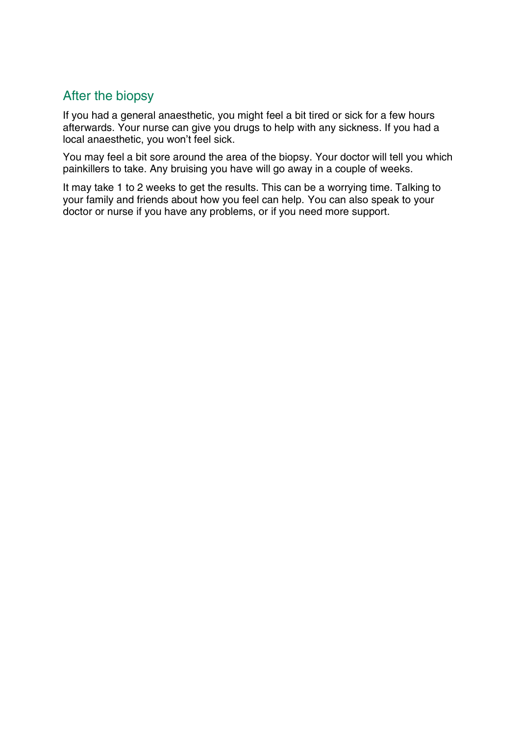## After the biopsy

If you had a general anaesthetic, you might feel a bit tired or sick for a few hours afterwards. Your nurse can give you drugs to help with any sickness. If you had a local anaesthetic, you won't feel sick.

You may feel a bit sore around the area of the biopsy. Your doctor will tell you which painkillers to take. Any bruising you have will go away in a couple of weeks.

It may take 1 to 2 weeks to get the results. This can be a worrying time. Talking to your family and friends about how you feel can help. You can also speak to your doctor or nurse if you have any problems, or if you need more support.